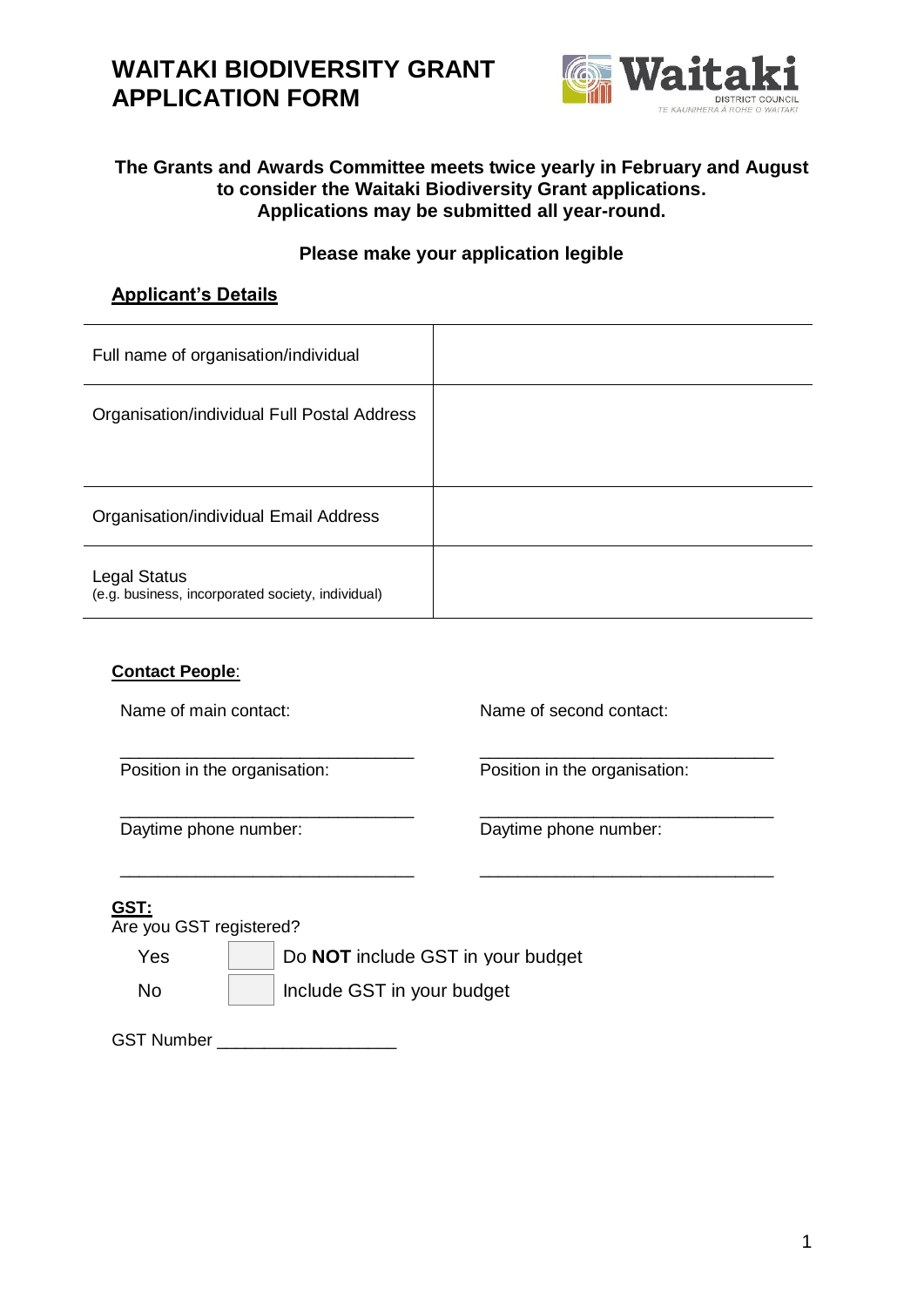# WAITAKI BIODIVERSITY GRANT APPLICATION FORM

**The Grants and Awards Committee meets twice yearly in February and August to consider the Waitaki Biodiversity Grant applications. Applications may be submitted all year-round.**

**Please make your application legible**

## Applicant's Details

| | |
|---|---|
| Full name of organisation/individual | |
| Organisation/individual Full Postal Address | |
| Organisation/individual Email Address | |
| Legal Status<br>(e.g. business, incorporated society, individual) | |

**Contact People**:

Name of main contact:

_______________________________

Position in the organisation:

_______________________________

Daytime phone number:

_______________________________

Name of second contact:

_______________________________

Position in the organisation:

_______________________________

Daytime phone number:

_______________________________

**GST:**

Are you GST registered?

| | | |
|---|---|---|
| Yes | ☐ | Do **NOT** include GST in your budget |
| No | ☐ | Include GST in your budget |

GST Number ___________________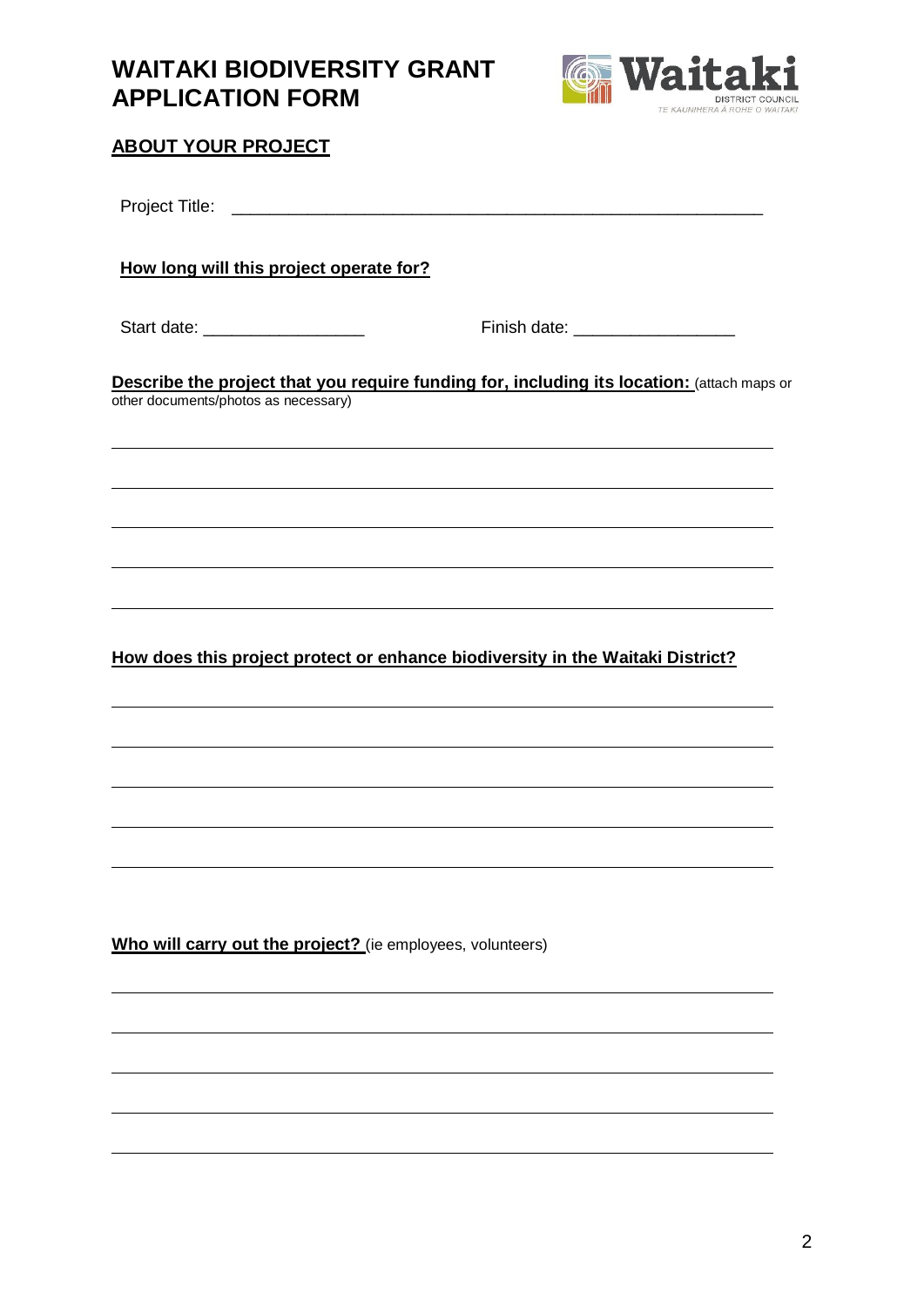# WAITAKI BIODIVERSITY GRANT APPLICATION FORM

## ABOUT YOUR PROJECT

Project Title: ________________________________________________________

**How long will this project operate for?**

Start date: _________________ Finish date: _________________

**Describe the project that you require funding for, including its location:** (attach maps or other documents/photos as necessary)

**How does this project protect or enhance biodiversity in the Waitaki District?**

**Who will carry out the project?** (ie employees, volunteers)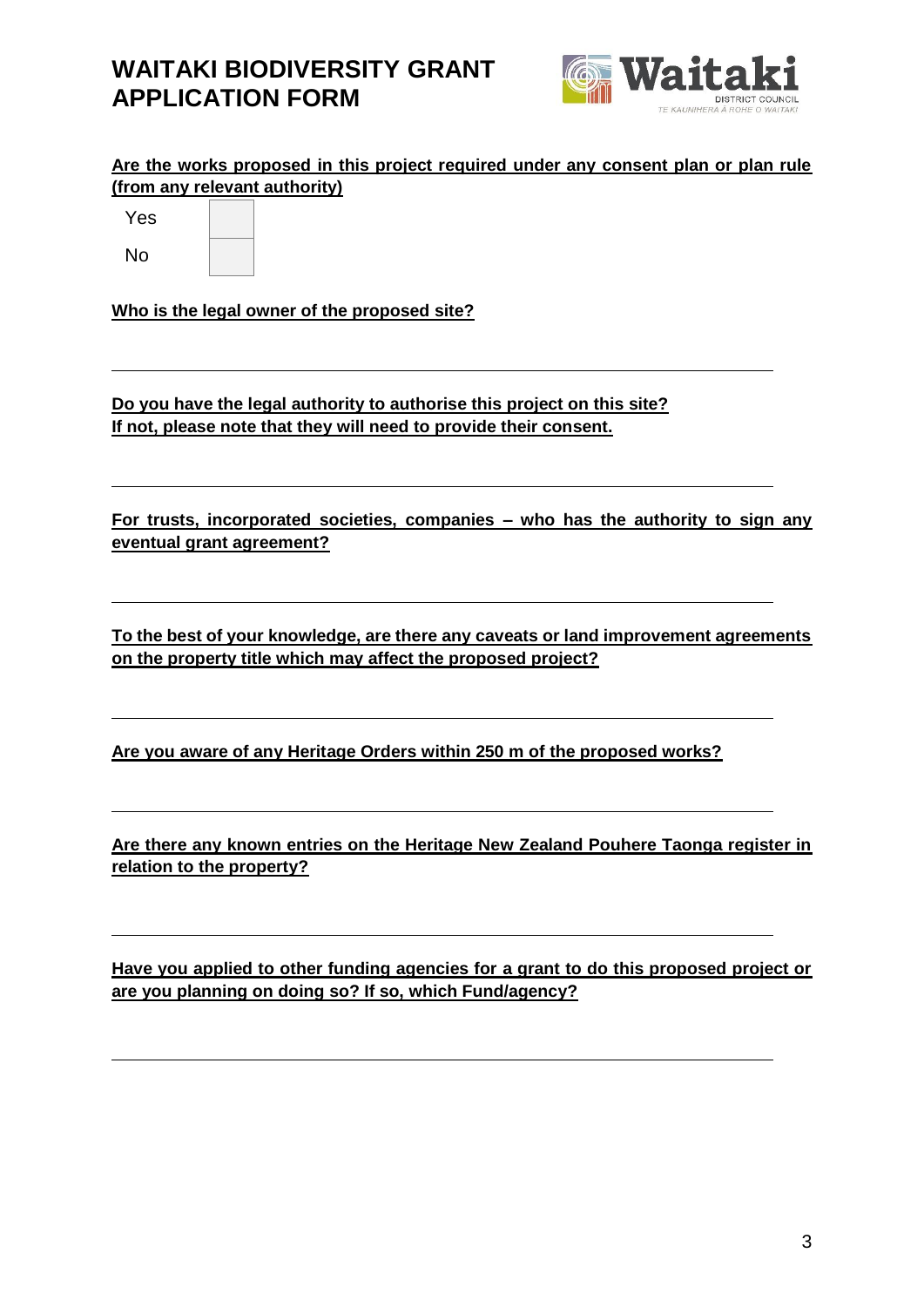# WAITAKI BIODIVERSITY GRANT APPLICATION FORM

**Are the works proposed in this project required under any consent plan or plan rule (from any relevant authority)**

| | |
|---|---|
| Yes | |
| No | |

**Who is the legal owner of the proposed site?**

---

**Do you have the legal authority to authorise this project on this site?**
**If not, please note that they will need to provide their consent.**

---

**For trusts, incorporated societies, companies – who has the authority to sign any eventual grant agreement?**

---

**To the best of your knowledge, are there any caveats or land improvement agreements on the property title which may affect the proposed project?**

---

**Are you aware of any Heritage Orders within 250 m of the proposed works?**

---

**Are there any known entries on the Heritage New Zealand Pouhere Taonga register in relation to the property?**

---

**Have you applied to other funding agencies for a grant to do this proposed project or are you planning on doing so? If so, which Fund/agency?**

---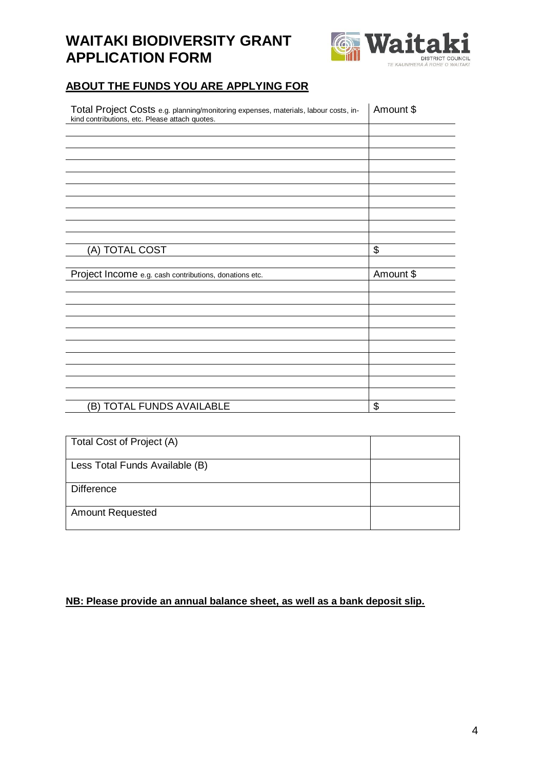# WAITAKI BIODIVERSITY GRANT APPLICATION FORM

## ABOUT THE FUNDS YOU ARE APPLYING FOR

| Total Project Costs e.g. planning/monitoring expenses, materials, labour costs, in-kind contributions, etc. Please attach quotes. | Amount $ |
|---|---|
| | |
| | |
| | |
| | |
| | |
| | |
| | |
| | |
| | |
| | |
| (A) TOTAL COST | $ |

| Project Income e.g. cash contributions, donations etc. | Amount $ |
|---|---|
| | |
| | |
| | |
| | |
| | |
| | |
| | |
| | |
| | |
| | |
| (B) TOTAL FUNDS AVAILABLE | $ |

| | |
|---|---|
| Total Cost of Project (A) | |
| Less Total Funds Available (B) | |
| Difference | |
| Amount Requested | |

**NB: Please provide an annual balance sheet, as well as a bank deposit slip.**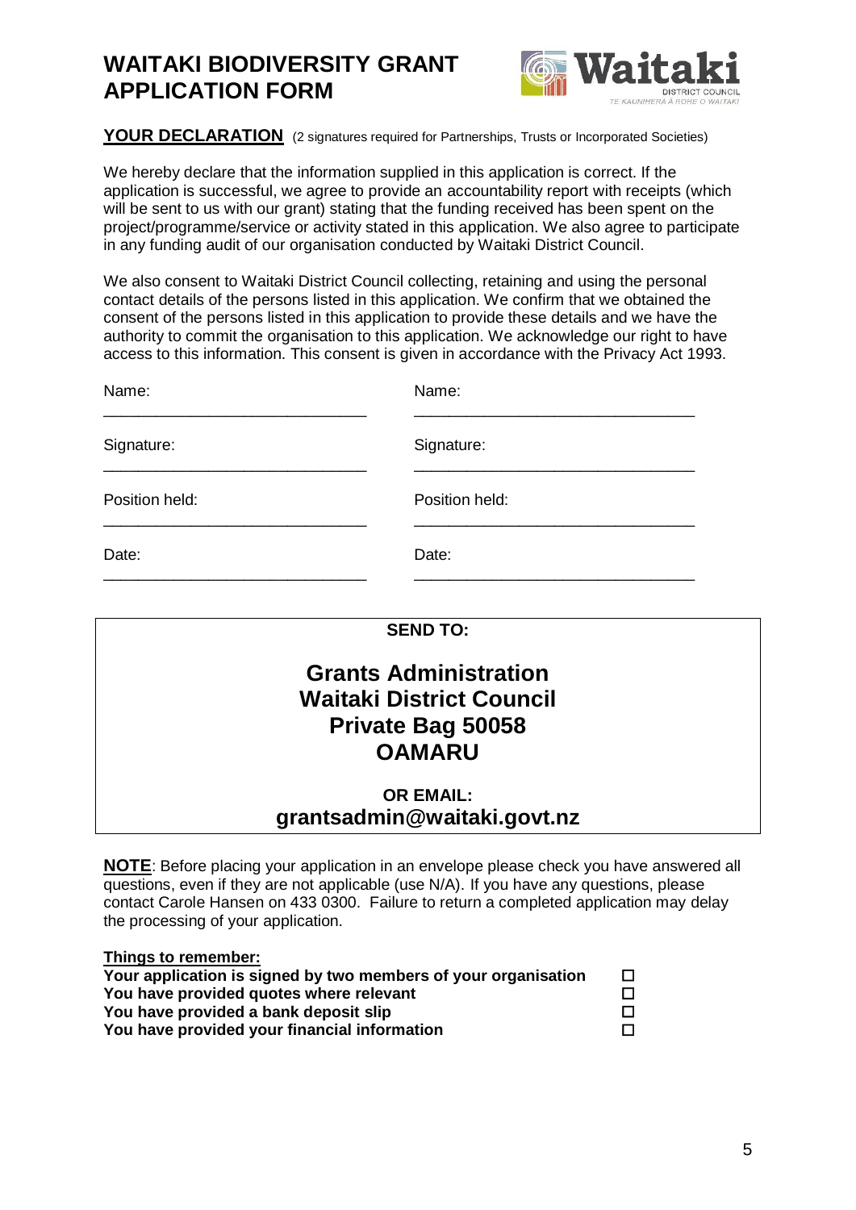# WAITAKI BIODIVERSITY GRANT APPLICATION FORM

**YOUR DECLARATION** (2 signatures required for Partnerships, Trusts or Incorporated Societies)

We hereby declare that the information supplied in this application is correct. If the application is successful, we agree to provide an accountability report with receipts (which will be sent to us with our grant) stating that the funding received has been spent on the project/programme/service or activity stated in this application. We also agree to participate in any funding audit of our organisation conducted by Waitaki District Council.

We also consent to Waitaki District Council collecting, retaining and using the personal contact details of the persons listed in this application. We confirm that we obtained the consent of the persons listed in this application to provide these details and we have the authority to commit the organisation to this application. We acknowledge our right to have access to this information. This consent is given in accordance with the Privacy Act 1993.

| | |
|---|---|
| Name: ______________________________ | Name: ______________________________ |
| Signature: ______________________________ | Signature: ______________________________ |
| Position held: ______________________________ | Position held: ______________________________ |
| Date: ______________________________ | Date: ______________________________ |

**SEND TO:**

**Grants Administration**
**Waitaki District Council**
**Private Bag 50058**
**OAMARU**

**OR EMAIL:**
**grantsadmin@waitaki.govt.nz**

**NOTE**: Before placing your application in an envelope please check you have answered all questions, even if they are not applicable (use N/A). If you have any questions, please contact Carole Hansen on 433 0300. Failure to return a completed application may delay the processing of your application.

**Things to remember:**

- **Your application is signed by two members of your organisation** ☐
- **You have provided quotes where relevant** ☐
- **You have provided a bank deposit slip** ☐
- **You have provided your financial information** ☐